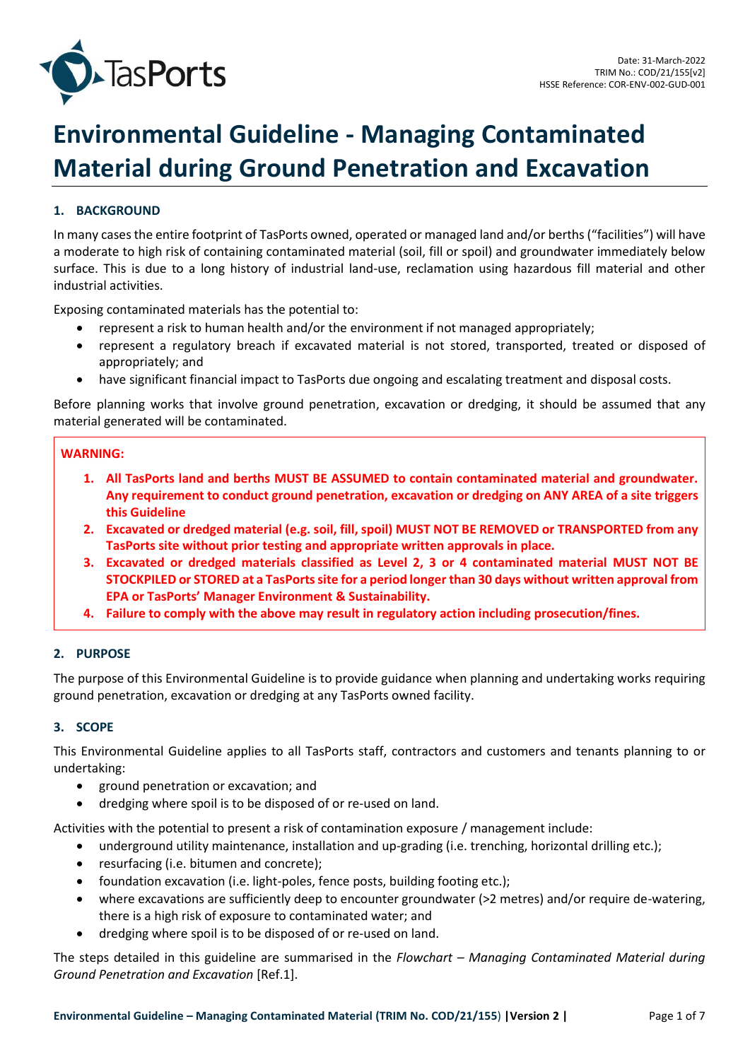Date: 31-March-2022
TRIM No.: COD/21/155[v2]
HSSE Reference: COR-ENV-002-GUD-001

# Environmental Guideline - Managing Contaminated Material during Ground Penetration and Excavation

## 1. BACKGROUND

In many cases the entire footprint of TasPorts owned, operated or managed land and/or berths ("facilities") will have a moderate to high risk of containing contaminated material (soil, fill or spoil) and groundwater immediately below surface. This is due to a long history of industrial land-use, reclamation using hazardous fill material and other industrial activities.

Exposing contaminated materials has the potential to:

- represent a risk to human health and/or the environment if not managed appropriately;
- represent a regulatory breach if excavated material is not stored, transported, treated or disposed of appropriately; and
- have significant financial impact to TasPorts due ongoing and escalating treatment and disposal costs.

Before planning works that involve ground penetration, excavation or dredging, it should be assumed that any material generated will be contaminated.

**WARNING:**

1. **All TasPorts land and berths MUST BE ASSUMED to contain contaminated material and groundwater. Any requirement to conduct ground penetration, excavation or dredging on ANY AREA of a site triggers this Guideline**
2. **Excavated or dredged material (e.g. soil, fill, spoil) MUST NOT BE REMOVED or TRANSPORTED from any TasPorts site without prior testing and appropriate written approvals in place.**
3. **Excavated or dredged materials classified as Level 2, 3 or 4 contaminated material MUST NOT BE STOCKPILED or STORED at a TasPorts site for a period longer than 30 days without written approval from EPA or TasPorts' Manager Environment & Sustainability.**
4. **Failure to comply with the above may result in regulatory action including prosecution/fines.**

## 2. PURPOSE

The purpose of this Environmental Guideline is to provide guidance when planning and undertaking works requiring ground penetration, excavation or dredging at any TasPorts owned facility.

## 3. SCOPE

This Environmental Guideline applies to all TasPorts staff, contractors and customers and tenants planning to or undertaking:

- ground penetration or excavation; and
- dredging where spoil is to be disposed of or re-used on land.

Activities with the potential to present a risk of contamination exposure / management include:

- underground utility maintenance, installation and up-grading (i.e. trenching, horizontal drilling etc.);
- resurfacing (i.e. bitumen and concrete);
- foundation excavation (i.e. light-poles, fence posts, building footing etc.);
- where excavations are sufficiently deep to encounter groundwater (>2 metres) and/or require de-watering, there is a high risk of exposure to contaminated water; and
- dredging where spoil is to be disposed of or re-used on land.

The steps detailed in this guideline are summarised in the *Flowchart – Managing Contaminated Material during Ground Penetration and Excavation* [Ref.1].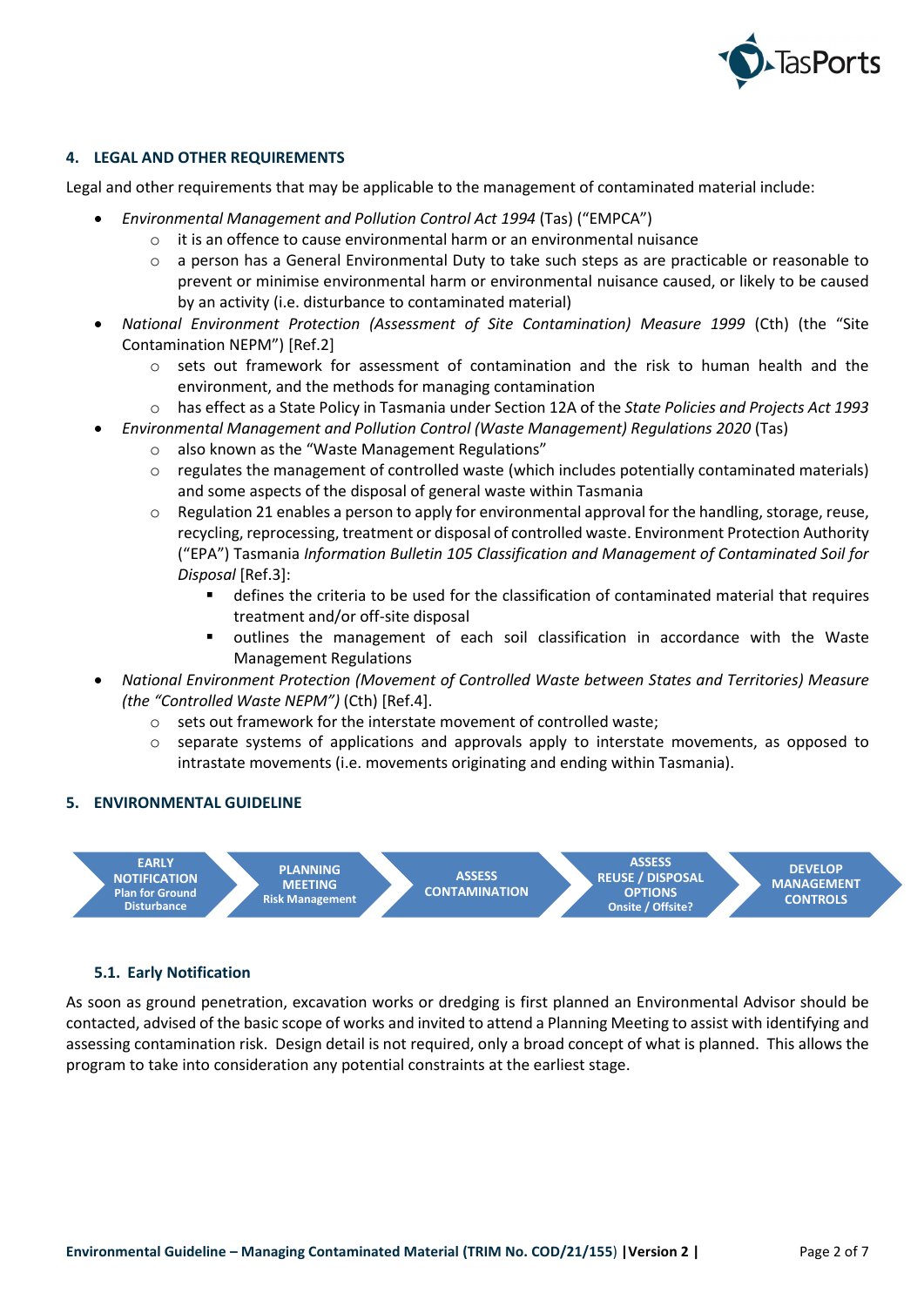## 4. LEGAL AND OTHER REQUIREMENTS

Legal and other requirements that may be applicable to the management of contaminated material include:

- *Environmental Management and Pollution Control Act 1994* (Tas) ("EMPCA")
    - it is an offence to cause environmental harm or an environmental nuisance
    - a person has a General Environmental Duty to take such steps as are practicable or reasonable to prevent or minimise environmental harm or environmental nuisance caused, or likely to be caused by an activity (i.e. disturbance to contaminated material)
- *National Environment Protection (Assessment of Site Contamination) Measure 1999* (Cth) (the "Site Contamination NEPM") [Ref.2]
    - sets out framework for assessment of contamination and the risk to human health and the environment, and the methods for managing contamination
    - has effect as a State Policy in Tasmania under Section 12A of the *State Policies and Projects Act 1993*
- *Environmental Management and Pollution Control (Waste Management) Regulations 2020* (Tas)
    - also known as the "Waste Management Regulations"
    - regulates the management of controlled waste (which includes potentially contaminated materials) and some aspects of the disposal of general waste within Tasmania
    - Regulation 21 enables a person to apply for environmental approval for the handling, storage, reuse, recycling, reprocessing, treatment or disposal of controlled waste. Environment Protection Authority ("EPA") Tasmania *Information Bulletin 105 Classification and Management of Contaminated Soil for Disposal* [Ref.3]:
        - defines the criteria to be used for the classification of contaminated material that requires treatment and/or off-site disposal
        - outlines the management of each soil classification in accordance with the Waste Management Regulations
- *National Environment Protection (Movement of Controlled Waste between States and Territories) Measure (the "Controlled Waste NEPM")* (Cth) [Ref.4].
    - sets out framework for the interstate movement of controlled waste;
    - separate systems of applications and approvals apply to interstate movements, as opposed to intrastate movements (i.e. movements originating and ending within Tasmania).

## 5. ENVIRONMENTAL GUIDELINE

**EARLY NOTIFICATION** Plan for Ground Disturbance → **PLANNING MEETING** Risk Management → **ASSESS CONTAMINATION** → **ASSESS REUSE / DISPOSAL OPTIONS** Onsite / Offsite? → **DEVELOP MANAGEMENT CONTROLS**

### 5.1. Early Notification

As soon as ground penetration, excavation works or dredging is first planned an Environmental Advisor should be contacted, advised of the basic scope of works and invited to attend a Planning Meeting to assist with identifying and assessing contamination risk. Design detail is not required, only a broad concept of what is planned. This allows the program to take into consideration any potential constraints at the earliest stage.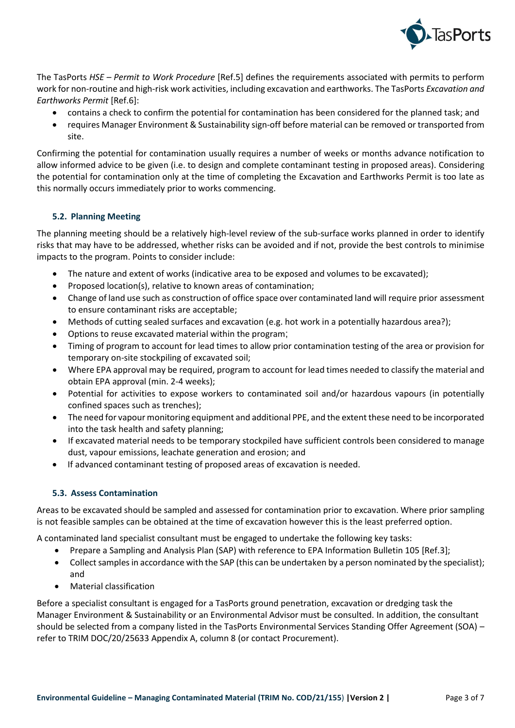The TasPorts *HSE – Permit to Work Procedure* [Ref.5] defines the requirements associated with permits to perform work for non-routine and high-risk work activities, including excavation and earthworks. The TasPorts *Excavation and Earthworks Permit* [Ref.6]:

- contains a check to confirm the potential for contamination has been considered for the planned task; and
- requires Manager Environment & Sustainability sign-off before material can be removed or transported from site.

Confirming the potential for contamination usually requires a number of weeks or months advance notification to allow informed advice to be given (i.e. to design and complete contaminant testing in proposed areas). Considering the potential for contamination only at the time of completing the Excavation and Earthworks Permit is too late as this normally occurs immediately prior to works commencing.

### 5.2. Planning Meeting

The planning meeting should be a relatively high-level review of the sub-surface works planned in order to identify risks that may have to be addressed, whether risks can be avoided and if not, provide the best controls to minimise impacts to the program. Points to consider include:

- The nature and extent of works (indicative area to be exposed and volumes to be excavated);
- Proposed location(s), relative to known areas of contamination;
- Change of land use such as construction of office space over contaminated land will require prior assessment to ensure contaminant risks are acceptable;
- Methods of cutting sealed surfaces and excavation (e.g. hot work in a potentially hazardous area?);
- Options to reuse excavated material within the program;
- Timing of program to account for lead times to allow prior contamination testing of the area or provision for temporary on-site stockpiling of excavated soil;
- Where EPA approval may be required, program to account for lead times needed to classify the material and obtain EPA approval (min. 2-4 weeks);
- Potential for activities to expose workers to contaminated soil and/or hazardous vapours (in potentially confined spaces such as trenches);
- The need for vapour monitoring equipment and additional PPE, and the extent these need to be incorporated into the task health and safety planning;
- If excavated material needs to be temporary stockpiled have sufficient controls been considered to manage dust, vapour emissions, leachate generation and erosion; and
- If advanced contaminant testing of proposed areas of excavation is needed.

### 5.3. Assess Contamination

Areas to be excavated should be sampled and assessed for contamination prior to excavation. Where prior sampling is not feasible samples can be obtained at the time of excavation however this is the least preferred option.

A contaminated land specialist consultant must be engaged to undertake the following key tasks:

- Prepare a Sampling and Analysis Plan (SAP) with reference to EPA Information Bulletin 105 [Ref.3];
- Collect samples in accordance with the SAP (this can be undertaken by a person nominated by the specialist); and
- Material classification

Before a specialist consultant is engaged for a TasPorts ground penetration, excavation or dredging task the Manager Environment & Sustainability or an Environmental Advisor must be consulted. In addition, the consultant should be selected from a company listed in the TasPorts Environmental Services Standing Offer Agreement (SOA) – refer to TRIM DOC/20/25633 Appendix A, column 8 (or contact Procurement).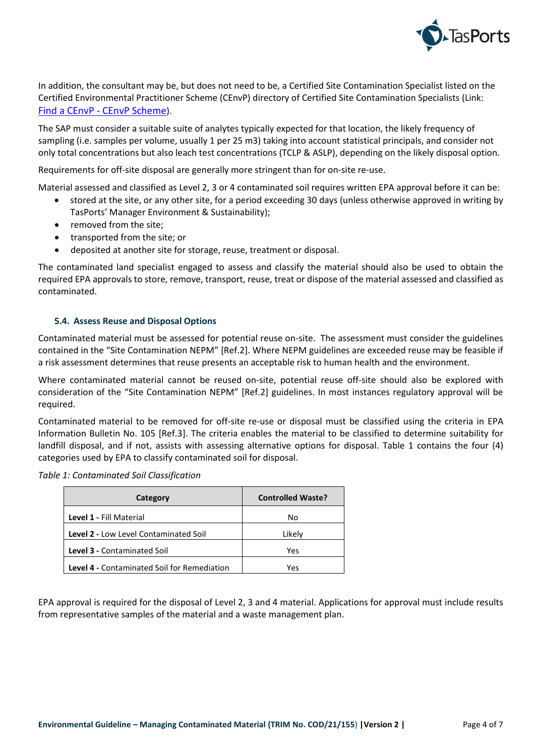In addition, the consultant may be, but does not need to be, a Certified Site Contamination Specialist listed on the Certified Environmental Practitioner Scheme (CEnvP) directory of Certified Site Contamination Specialists (Link: [Find a CEnvP - CEnvP Scheme]).

The SAP must consider a suitable suite of analytes typically expected for that location, the likely frequency of sampling (i.e. samples per volume, usually 1 per 25 m3) taking into account statistical principals, and consider not only total concentrations but also leach test concentrations (TCLP & ASLP), depending on the likely disposal option.

Requirements for off-site disposal are generally more stringent than for on-site re-use.

Material assessed and classified as Level 2, 3 or 4 contaminated soil requires written EPA approval before it can be:

- stored at the site, or any other site, for a period exceeding 30 days (unless otherwise approved in writing by TasPorts' Manager Environment & Sustainability);
- removed from the site;
- transported from the site; or
- deposited at another site for storage, reuse, treatment or disposal.

The contaminated land specialist engaged to assess and classify the material should also be used to obtain the required EPA approvals to store, remove, transport, reuse, treat or dispose of the material assessed and classified as contaminated.

### 5.4. Assess Reuse and Disposal Options

Contaminated material must be assessed for potential reuse on-site. The assessment must consider the guidelines contained in the "Site Contamination NEPM" [Ref.2]. Where NEPM guidelines are exceeded reuse may be feasible if a risk assessment determines that reuse presents an acceptable risk to human health and the environment.

Where contaminated material cannot be reused on-site, potential reuse off-site should also be explored with consideration of the "Site Contamination NEPM" [Ref.2] guidelines. In most instances regulatory approval will be required.

Contaminated material to be removed for off-site re-use or disposal must be classified using the criteria in EPA Information Bulletin No. 105 [Ref.3]. The criteria enables the material to be classified to determine suitability for landfill disposal, and if not, assists with assessing alternative options for disposal. Table 1 contains the four (4) categories used by EPA to classify contaminated soil for disposal.

*Table 1: Contaminated Soil Classification*

| Category | Controlled Waste? |
|---|---|
| **Level 1 -** Fill Material | No |
| **Level 2 -** Low Level Contaminated Soil | Likely |
| **Level 3 -** Contaminated Soil | Yes |
| **Level 4 -** Contaminated Soil for Remediation | Yes |

EPA approval is required for the disposal of Level 2, 3 and 4 material. Applications for approval must include results from representative samples of the material and a waste management plan.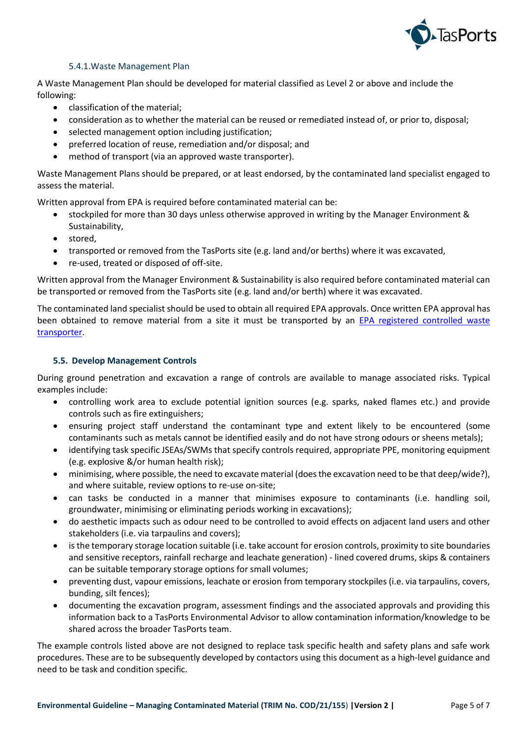#### 5.4.1. Waste Management Plan

A Waste Management Plan should be developed for material classified as Level 2 or above and include the following:

- classification of the material;
- consideration as to whether the material can be reused or remediated instead of, or prior to, disposal;
- selected management option including justification;
- preferred location of reuse, remediation and/or disposal; and
- method of transport (via an approved waste transporter).

Waste Management Plans should be prepared, or at least endorsed, by the contaminated land specialist engaged to assess the material.

Written approval from EPA is required before contaminated material can be:

- stockpiled for more than 30 days unless otherwise approved in writing by the Manager Environment & Sustainability,
- stored,
- transported or removed from the TasPorts site (e.g. land and/or berths) where it was excavated,
- re-used, treated or disposed of off-site.

Written approval from the Manager Environment & Sustainability is also required before contaminated material can be transported or removed from the TasPorts site (e.g. land and/or berth) where it was excavated.

The contaminated land specialist should be used to obtain all required EPA approvals. Once written EPA approval has been obtained to remove material from a site it must be transported by an EPA registered controlled waste transporter.

### 5.5. Develop Management Controls

During ground penetration and excavation a range of controls are available to manage associated risks. Typical examples include:

- controlling work area to exclude potential ignition sources (e.g. sparks, naked flames etc.) and provide controls such as fire extinguishers;
- ensuring project staff understand the contaminant type and extent likely to be encountered (some contaminants such as metals cannot be identified easily and do not have strong odours or sheens metals);
- identifying task specific JSEAs/SWMs that specify controls required, appropriate PPE, monitoring equipment (e.g. explosive &/or human health risk);
- minimising, where possible, the need to excavate material (does the excavation need to be that deep/wide?), and where suitable, review options to re-use on-site;
- can tasks be conducted in a manner that minimises exposure to contaminants (i.e. handling soil, groundwater, minimising or eliminating periods working in excavations);
- do aesthetic impacts such as odour need to be controlled to avoid effects on adjacent land users and other stakeholders (i.e. via tarpaulins and covers);
- is the temporary storage location suitable (i.e. take account for erosion controls, proximity to site boundaries and sensitive receptors, rainfall recharge and leachate generation) - lined covered drums, skips & containers can be suitable temporary storage options for small volumes;
- preventing dust, vapour emissions, leachate or erosion from temporary stockpiles (i.e. via tarpaulins, covers, bunding, silt fences);
- documenting the excavation program, assessment findings and the associated approvals and providing this information back to a TasPorts Environmental Advisor to allow contamination information/knowledge to be shared across the broader TasPorts team.

The example controls listed above are not designed to replace task specific health and safety plans and safe work procedures. These are to be subsequently developed by contactors using this document as a high-level guidance and need to be task and condition specific.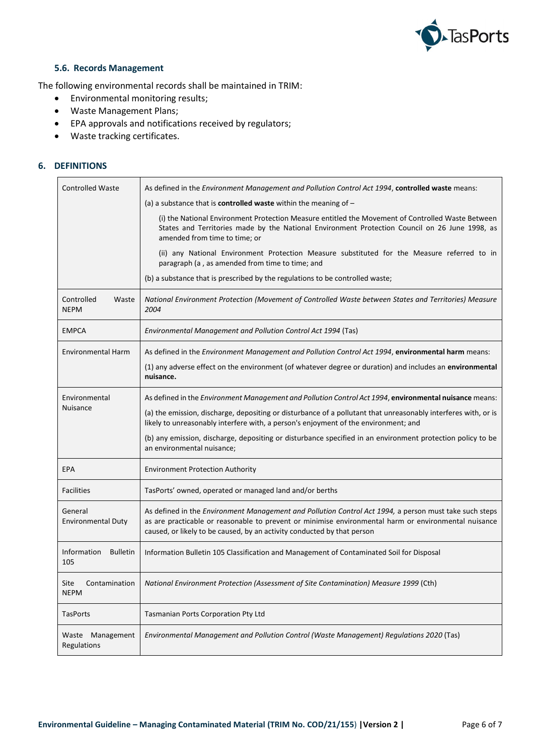### 5.6. Records Management

The following environmental records shall be maintained in TRIM:

- Environmental monitoring results;
- Waste Management Plans;
- EPA approvals and notifications received by regulators;
- Waste tracking certificates.

## 6. DEFINITIONS

| Term | Definition |
|---|---|
| Controlled Waste | As defined in the *Environment Management and Pollution Control Act 1994*, **controlled waste** means:<br>(a) a substance that is **controlled waste** within the meaning of –<br>(i) the National Environment Protection Measure entitled the Movement of Controlled Waste Between States and Territories made by the National Environment Protection Council on 26 June 1998, as amended from time to time; or<br>(ii) any National Environment Protection Measure substituted for the Measure referred to in paragraph (a , as amended from time to time; and<br>(b) a substance that is prescribed by the regulations to be controlled waste; |
| Controlled Waste NEPM | *National Environment Protection (Movement of Controlled Waste between States and Territories) Measure 2004* |
| EMPCA | *Environmental Management and Pollution Control Act 1994* (Tas) |
| Environmental Harm | As defined in the *Environment Management and Pollution Control Act 1994*, **environmental harm** means:<br>(1) any adverse effect on the environment (of whatever degree or duration) and includes an **environmental nuisance.** |
| Environmental Nuisance | As defined in the *Environment Management and Pollution Control Act 1994*, **environmental nuisance** means:<br>(a) the emission, discharge, depositing or disturbance of a pollutant that unreasonably interferes with, or is likely to unreasonably interfere with, a person's enjoyment of the environment; and<br>(b) any emission, discharge, depositing or disturbance specified in an environment protection policy to be an environmental nuisance; |
| EPA | Environment Protection Authority |
| Facilities | TasPorts' owned, operated or managed land and/or berths |
| General Environmental Duty | As defined in the *Environment Management and Pollution Control Act 1994,* a person must take such steps as are practicable or reasonable to prevent or minimise environmental harm or environmental nuisance caused, or likely to be caused, by an activity conducted by that person |
| Information Bulletin 105 | Information Bulletin 105 Classification and Management of Contaminated Soil for Disposal |
| Site Contamination NEPM | *National Environment Protection (Assessment of Site Contamination) Measure 1999* (Cth) |
| TasPorts | Tasmanian Ports Corporation Pty Ltd |
| Waste Management Regulations | *Environmental Management and Pollution Control (Waste Management) Regulations 2020* (Tas) |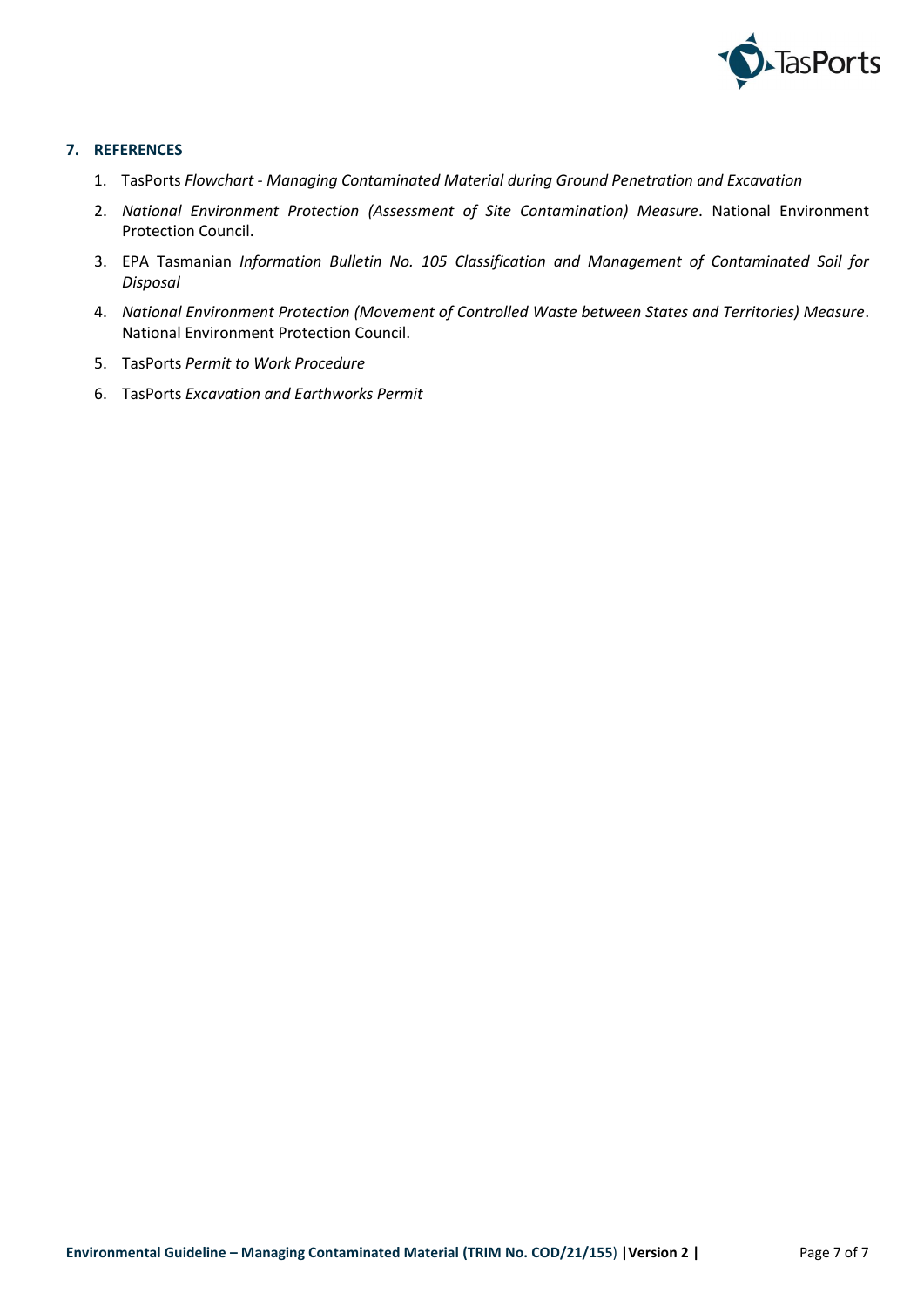## 7. REFERENCES

1. TasPorts *Flowchart - Managing Contaminated Material during Ground Penetration and Excavation*
2. *National Environment Protection (Assessment of Site Contamination) Measure*. National Environment Protection Council.
3. EPA Tasmanian *Information Bulletin No. 105 Classification and Management of Contaminated Soil for Disposal*
4. *National Environment Protection (Movement of Controlled Waste between States and Territories) Measure*. National Environment Protection Council.
5. TasPorts *Permit to Work Procedure*
6. TasPorts *Excavation and Earthworks Permit*